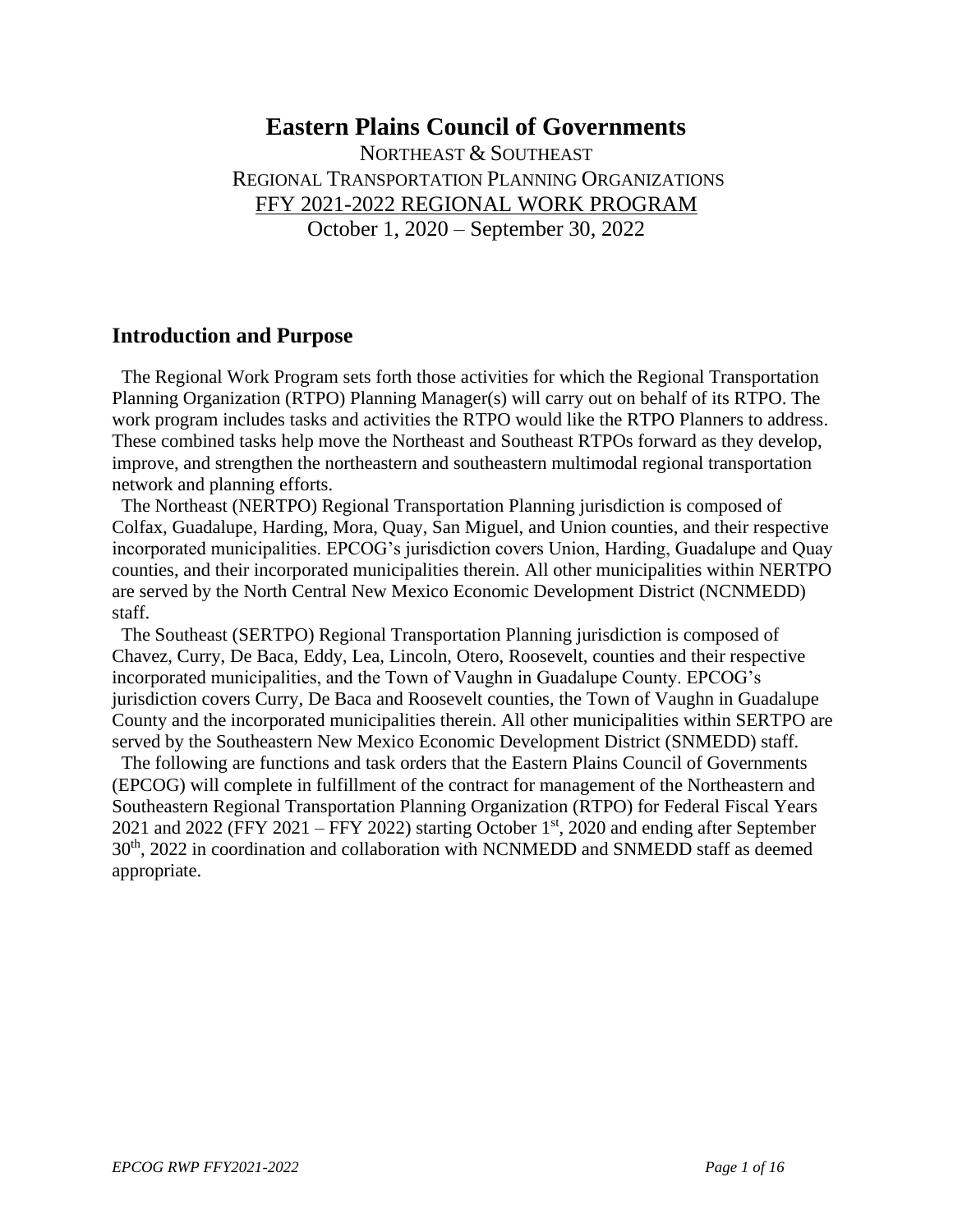# Eastern Plains Council of Governments

NORTHEAST & SOUTHEAST
REGIONAL TRANSPORTATION PLANNING ORGANIZATIONS
FFY 2021-2022 REGIONAL WORK PROGRAM
October 1, 2020 – September 30, 2022

## Introduction and Purpose

The Regional Work Program sets forth those activities for which the Regional Transportation Planning Organization (RTPO) Planning Manager(s) will carry out on behalf of its RTPO. The work program includes tasks and activities the RTPO would like the RTPO Planners to address. These combined tasks help move the Northeast and Southeast RTPOs forward as they develop, improve, and strengthen the northeastern and southeastern multimodal regional transportation network and planning efforts.

The Northeast (NERTPO) Regional Transportation Planning jurisdiction is composed of Colfax, Guadalupe, Harding, Mora, Quay, San Miguel, and Union counties, and their respective incorporated municipalities. EPCOG's jurisdiction covers Union, Harding, Guadalupe and Quay counties, and their incorporated municipalities therein. All other municipalities within NERTPO are served by the North Central New Mexico Economic Development District (NCNMEDD) staff.

The Southeast (SERTPO) Regional Transportation Planning jurisdiction is composed of Chavez, Curry, De Baca, Eddy, Lea, Lincoln, Otero, Roosevelt, counties and their respective incorporated municipalities, and the Town of Vaughn in Guadalupe County. EPCOG's jurisdiction covers Curry, De Baca and Roosevelt counties, the Town of Vaughn in Guadalupe County and the incorporated municipalities therein. All other municipalities within SERTPO are served by the Southeastern New Mexico Economic Development District (SNMEDD) staff.

The following are functions and task orders that the Eastern Plains Council of Governments (EPCOG) will complete in fulfillment of the contract for management of the Northeastern and Southeastern Regional Transportation Planning Organization (RTPO) for Federal Fiscal Years 2021 and 2022 (FFY 2021 – FFY 2022) starting October 1st, 2020 and ending after September 30th, 2022 in coordination and collaboration with NCNMEDD and SNMEDD staff as deemed appropriate.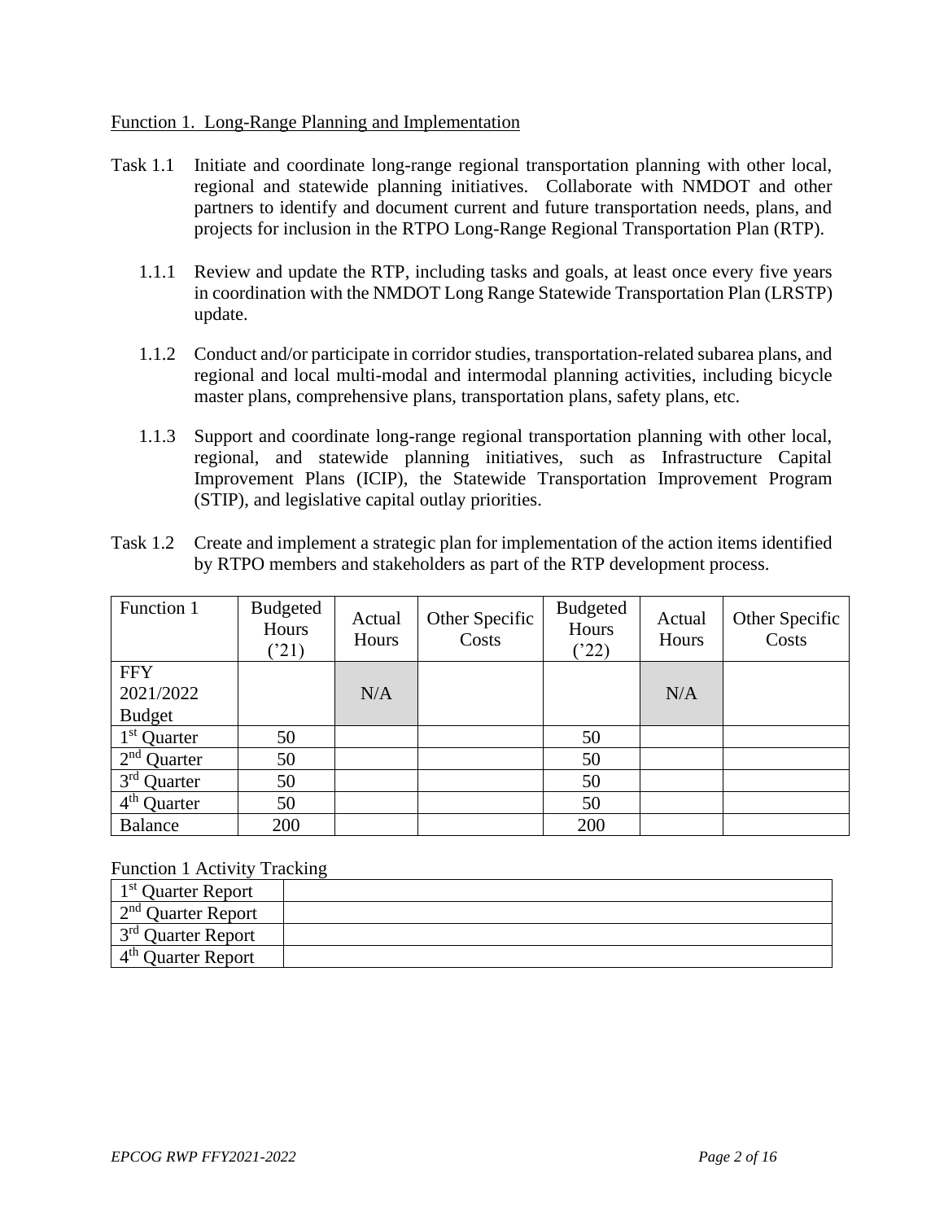Function 1. Long-Range Planning and Implementation

Task 1.1 Initiate and coordinate long-range regional transportation planning with other local, regional and statewide planning initiatives. Collaborate with NMDOT and other partners to identify and document current and future transportation needs, plans, and projects for inclusion in the RTPO Long-Range Regional Transportation Plan (RTP).

1.1.1 Review and update the RTP, including tasks and goals, at least once every five years in coordination with the NMDOT Long Range Statewide Transportation Plan (LRSTP) update.

1.1.2 Conduct and/or participate in corridor studies, transportation-related subarea plans, and regional and local multi-modal and intermodal planning activities, including bicycle master plans, comprehensive plans, transportation plans, safety plans, etc.

1.1.3 Support and coordinate long-range regional transportation planning with other local, regional, and statewide planning initiatives, such as Infrastructure Capital Improvement Plans (ICIP), the Statewide Transportation Improvement Program (STIP), and legislative capital outlay priorities.

Task 1.2 Create and implement a strategic plan for implementation of the action items identified by RTPO members and stakeholders as part of the RTP development process.

| Function 1 | Budgeted Hours ('21) | Actual Hours | Other Specific Costs | Budgeted Hours ('22) | Actual Hours | Other Specific Costs |
|---|---|---|---|---|---|---|
| FFY 2021/2022 Budget | | N/A | | | N/A | |
| 1st Quarter | 50 | | | 50 | | |
| 2nd Quarter | 50 | | | 50 | | |
| 3rd Quarter | 50 | | | 50 | | |
| 4th Quarter | 50 | | | 50 | | |
| Balance | 200 | | | 200 | | |

Function 1 Activity Tracking

| 1st Quarter Report | |
|---|---|
| 2nd Quarter Report | |
| 3rd Quarter Report | |
| 4th Quarter Report | |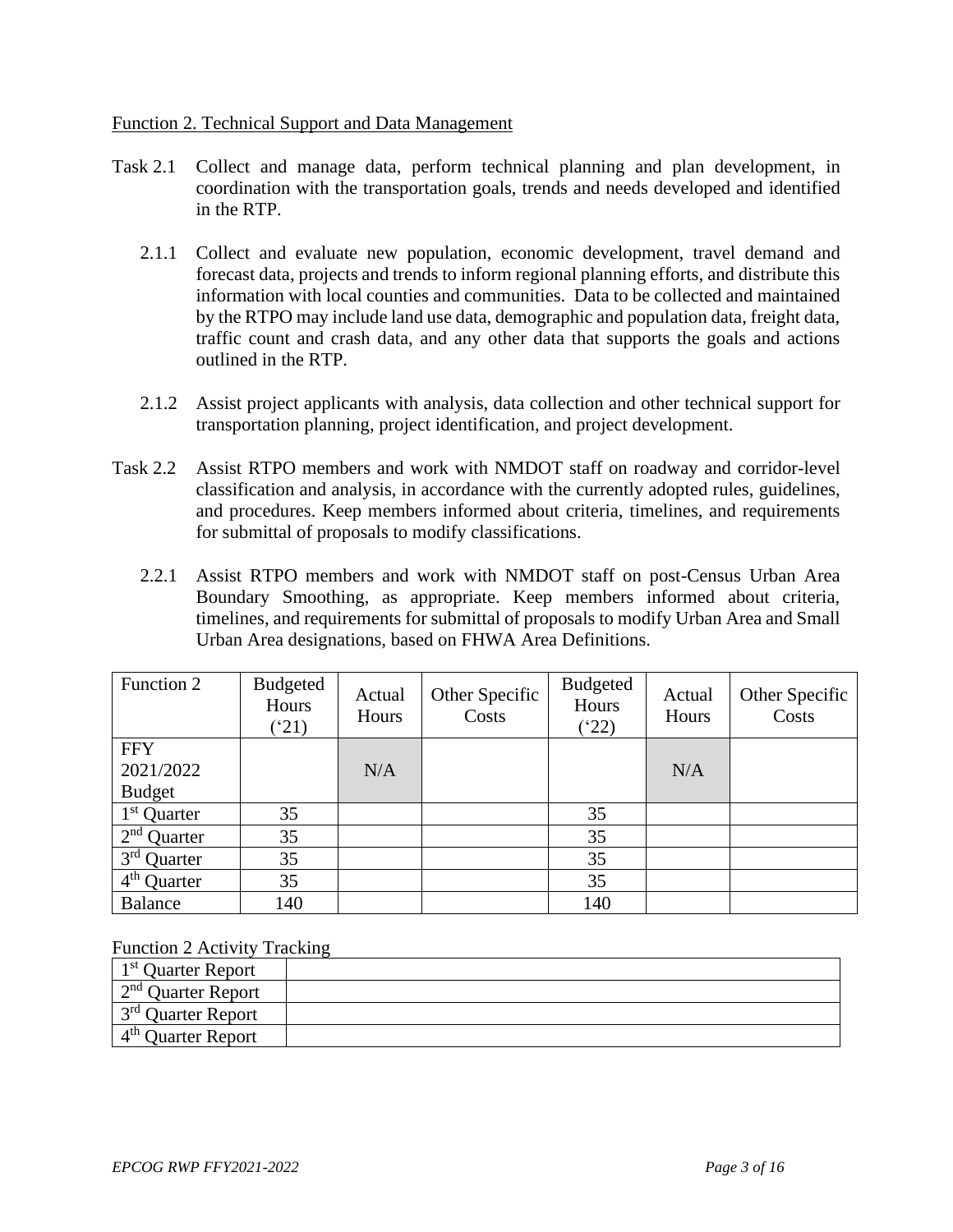Function 2. Technical Support and Data Management

Task 2.1 Collect and manage data, perform technical planning and plan development, in coordination with the transportation goals, trends and needs developed and identified in the RTP.

2.1.1 Collect and evaluate new population, economic development, travel demand and forecast data, projects and trends to inform regional planning efforts, and distribute this information with local counties and communities. Data to be collected and maintained by the RTPO may include land use data, demographic and population data, freight data, traffic count and crash data, and any other data that supports the goals and actions outlined in the RTP.

2.1.2 Assist project applicants with analysis, data collection and other technical support for transportation planning, project identification, and project development.

Task 2.2 Assist RTPO members and work with NMDOT staff on roadway and corridor-level classification and analysis, in accordance with the currently adopted rules, guidelines, and procedures. Keep members informed about criteria, timelines, and requirements for submittal of proposals to modify classifications.

2.2.1 Assist RTPO members and work with NMDOT staff on post-Census Urban Area Boundary Smoothing, as appropriate. Keep members informed about criteria, timelines, and requirements for submittal of proposals to modify Urban Area and Small Urban Area designations, based on FHWA Area Definitions.

| Function 2 | Budgeted Hours ('21) | Actual Hours | Other Specific Costs | Budgeted Hours ('22) | Actual Hours | Other Specific Costs |
|---|---|---|---|---|---|---|
| FFY 2021/2022 Budget | | N/A | | | N/A | |
| 1st Quarter | 35 | | | 35 | | |
| 2nd Quarter | 35 | | | 35 | | |
| 3rd Quarter | 35 | | | 35 | | |
| 4th Quarter | 35 | | | 35 | | |
| Balance | 140 | | | 140 | | |

Function 2 Activity Tracking

| | |
|---|---|
| 1st Quarter Report | |
| 2nd Quarter Report | |
| 3rd Quarter Report | |
| 4th Quarter Report | |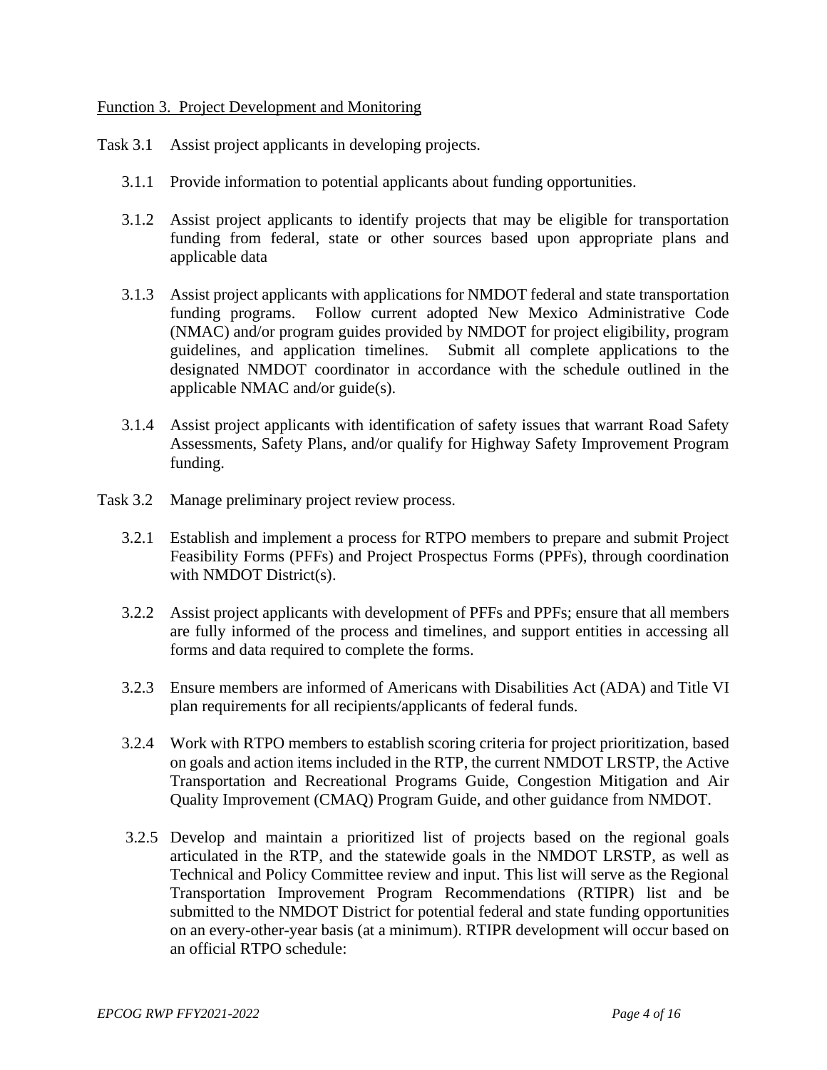Function 3. Project Development and Monitoring

Task 3.1 Assist project applicants in developing projects.

3.1.1 Provide information to potential applicants about funding opportunities.

3.1.2 Assist project applicants to identify projects that may be eligible for transportation funding from federal, state or other sources based upon appropriate plans and applicable data

3.1.3 Assist project applicants with applications for NMDOT federal and state transportation funding programs. Follow current adopted New Mexico Administrative Code (NMAC) and/or program guides provided by NMDOT for project eligibility, program guidelines, and application timelines. Submit all complete applications to the designated NMDOT coordinator in accordance with the schedule outlined in the applicable NMAC and/or guide(s).

3.1.4 Assist project applicants with identification of safety issues that warrant Road Safety Assessments, Safety Plans, and/or qualify for Highway Safety Improvement Program funding.

Task 3.2 Manage preliminary project review process.

3.2.1 Establish and implement a process for RTPO members to prepare and submit Project Feasibility Forms (PFFs) and Project Prospectus Forms (PPFs), through coordination with NMDOT District(s).

3.2.2 Assist project applicants with development of PFFs and PPFs; ensure that all members are fully informed of the process and timelines, and support entities in accessing all forms and data required to complete the forms.

3.2.3 Ensure members are informed of Americans with Disabilities Act (ADA) and Title VI plan requirements for all recipients/applicants of federal funds.

3.2.4 Work with RTPO members to establish scoring criteria for project prioritization, based on goals and action items included in the RTP, the current NMDOT LRSTP, the Active Transportation and Recreational Programs Guide, Congestion Mitigation and Air Quality Improvement (CMAQ) Program Guide, and other guidance from NMDOT.

3.2.5 Develop and maintain a prioritized list of projects based on the regional goals articulated in the RTP, and the statewide goals in the NMDOT LRSTP, as well as Technical and Policy Committee review and input. This list will serve as the Regional Transportation Improvement Program Recommendations (RTIPR) list and be submitted to the NMDOT District for potential federal and state funding opportunities on an every-other-year basis (at a minimum). RTIPR development will occur based on an official RTPO schedule: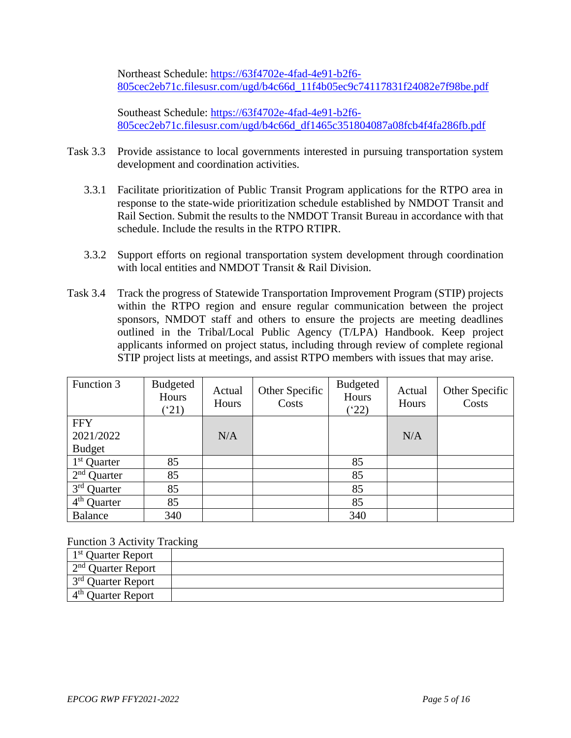Northeast Schedule: https://63f4702e-4fad-4e91-b2f6-805cec2eb71c.filesusr.com/ugd/b4c66d_11f4b05ec9c74117831f24082e7f98be.pdf

Southeast Schedule: https://63f4702e-4fad-4e91-b2f6-805cec2eb71c.filesusr.com/ugd/b4c66d_df1465c351804087a08fcb4f4fa286fb.pdf

Task 3.3 Provide assistance to local governments interested in pursuing transportation system development and coordination activities.

3.3.1 Facilitate prioritization of Public Transit Program applications for the RTPO area in response to the state-wide prioritization schedule established by NMDOT Transit and Rail Section. Submit the results to the NMDOT Transit Bureau in accordance with that schedule. Include the results in the RTPO RTIPR.

3.3.2 Support efforts on regional transportation system development through coordination with local entities and NMDOT Transit & Rail Division.

Task 3.4 Track the progress of Statewide Transportation Improvement Program (STIP) projects within the RTPO region and ensure regular communication between the project sponsors, NMDOT staff and others to ensure the projects are meeting deadlines outlined in the Tribal/Local Public Agency (T/LPA) Handbook. Keep project applicants informed on project status, including through review of complete regional STIP project lists at meetings, and assist RTPO members with issues that may arise.

| Function 3 | Budgeted Hours ('21) | Actual Hours | Other Specific Costs | Budgeted Hours ('22) | Actual Hours | Other Specific Costs |
|---|---|---|---|---|---|---|
| FFY 2021/2022 Budget | | N/A | | | N/A | |
| 1st Quarter | 85 | | | 85 | | |
| 2nd Quarter | 85 | | | 85 | | |
| 3rd Quarter | 85 | | | 85 | | |
| 4th Quarter | 85 | | | 85 | | |
| Balance | 340 | | | 340 | | |

Function 3 Activity Tracking

| | |
|---|---|
| 1st Quarter Report | |
| 2nd Quarter Report | |
| 3rd Quarter Report | |
| 4th Quarter Report | |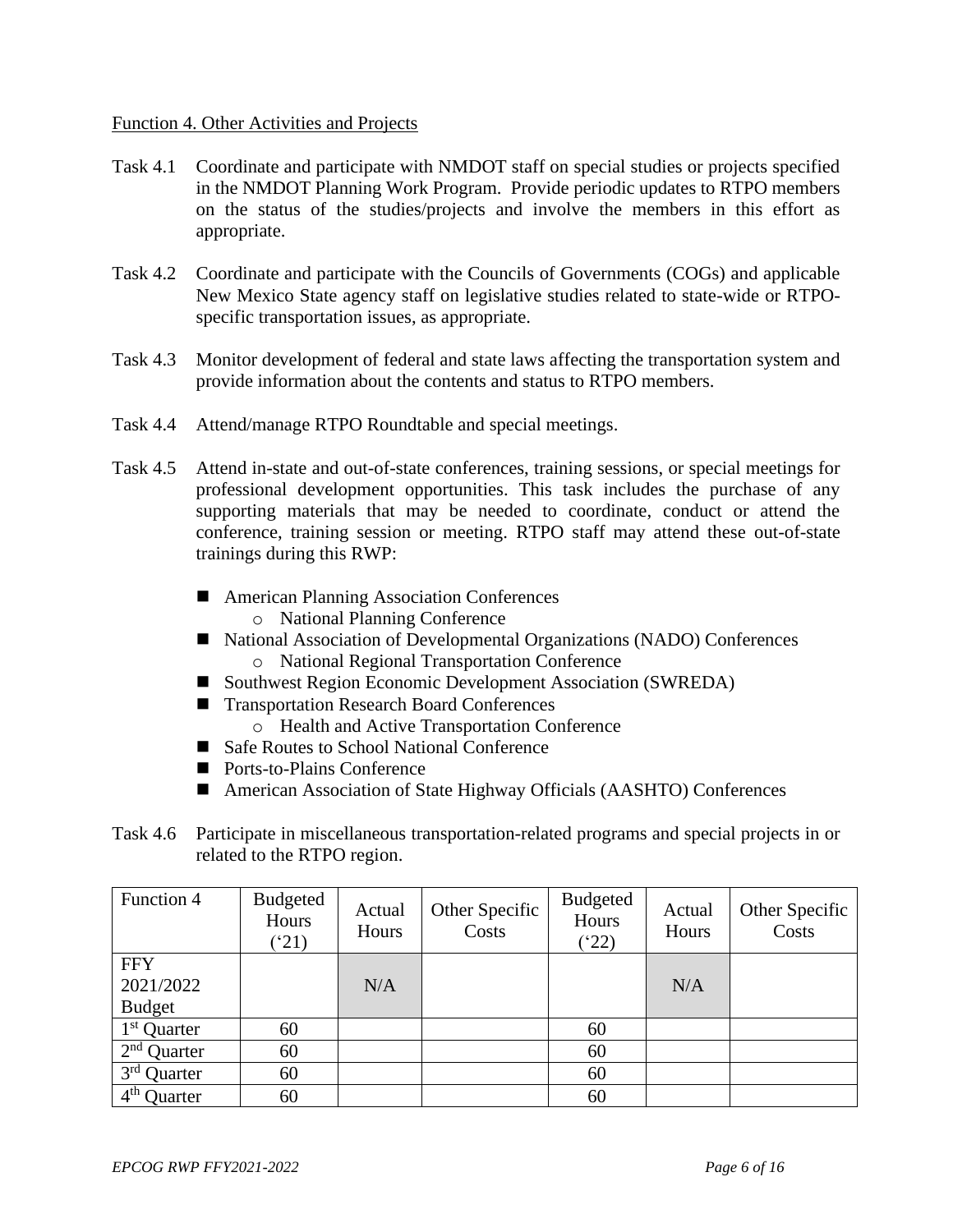Function 4. Other Activities and Projects

Task 4.1 Coordinate and participate with NMDOT staff on special studies or projects specified in the NMDOT Planning Work Program. Provide periodic updates to RTPO members on the status of the studies/projects and involve the members in this effort as appropriate.

Task 4.2 Coordinate and participate with the Councils of Governments (COGs) and applicable New Mexico State agency staff on legislative studies related to state-wide or RTPO-specific transportation issues, as appropriate.

Task 4.3 Monitor development of federal and state laws affecting the transportation system and provide information about the contents and status to RTPO members.

Task 4.4 Attend/manage RTPO Roundtable and special meetings.

Task 4.5 Attend in-state and out-of-state conferences, training sessions, or special meetings for professional development opportunities. This task includes the purchase of any supporting materials that may be needed to coordinate, conduct or attend the conference, training session or meeting. RTPO staff may attend these out-of-state trainings during this RWP:

- American Planning Association Conferences
  - National Planning Conference
- National Association of Developmental Organizations (NADO) Conferences
  - National Regional Transportation Conference
- Southwest Region Economic Development Association (SWREDA)
- Transportation Research Board Conferences
  - Health and Active Transportation Conference
- Safe Routes to School National Conference
- Ports-to-Plains Conference
- American Association of State Highway Officials (AASHTO) Conferences

Task 4.6 Participate in miscellaneous transportation-related programs and special projects in or related to the RTPO region.

| Function 4 | Budgeted Hours ('21) | Actual Hours | Other Specific Costs | Budgeted Hours ('22) | Actual Hours | Other Specific Costs |
|---|---|---|---|---|---|---|
| FFY 2021/2022 Budget | | N/A | | | N/A | |
| 1st Quarter | 60 | | | 60 | | |
| 2nd Quarter | 60 | | | 60 | | |
| 3rd Quarter | 60 | | | 60 | | |
| 4th Quarter | 60 | | | 60 | | |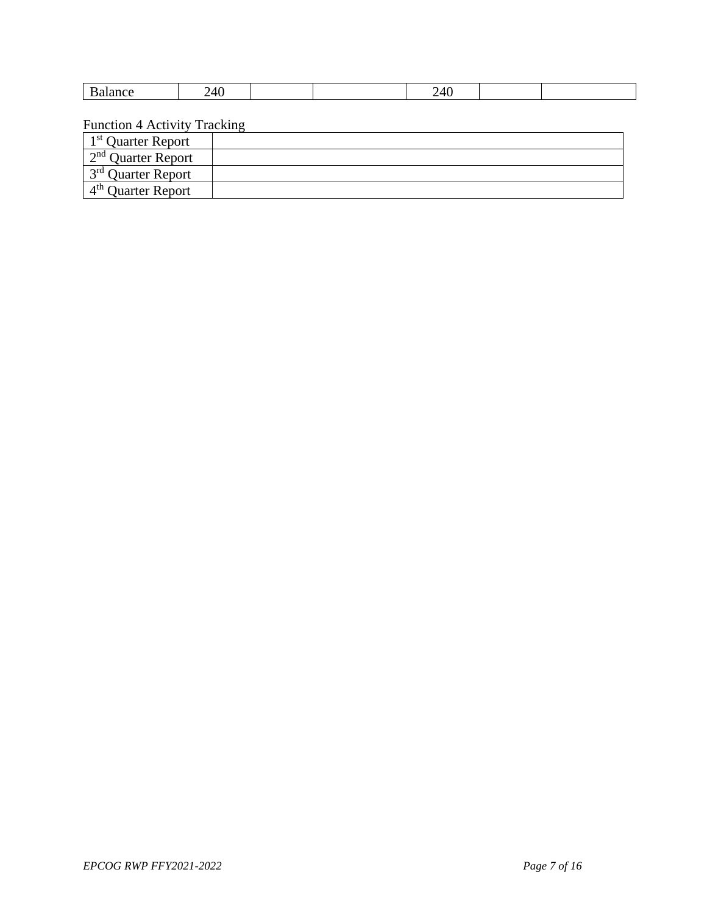| Balance | 240 | | | 240 | | |
|---|---|---|---|---|---|---|

Function 4 Activity Tracking

| 1st Quarter Report | |
|---|---|
| 2nd Quarter Report | |
| 3rd Quarter Report | |
| 4th Quarter Report | |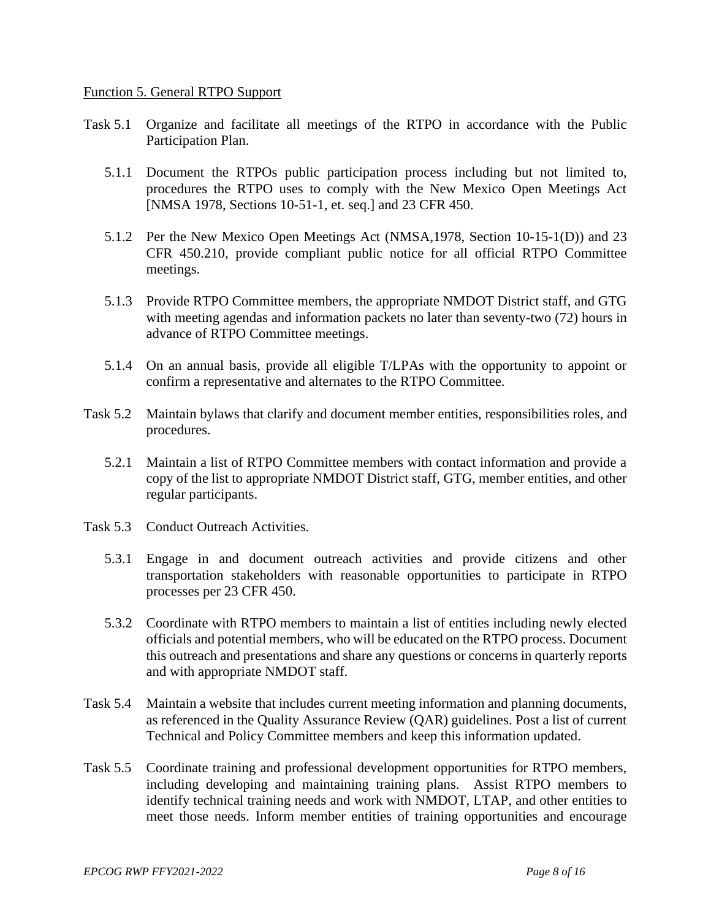Function 5. General RTPO Support

Task 5.1 Organize and facilitate all meetings of the RTPO in accordance with the Public Participation Plan.

5.1.1 Document the RTPOs public participation process including but not limited to, procedures the RTPO uses to comply with the New Mexico Open Meetings Act [NMSA 1978, Sections 10-51-1, et. seq.] and 23 CFR 450.

5.1.2 Per the New Mexico Open Meetings Act (NMSA,1978, Section 10-15-1(D)) and 23 CFR 450.210, provide compliant public notice for all official RTPO Committee meetings.

5.1.3 Provide RTPO Committee members, the appropriate NMDOT District staff, and GTG with meeting agendas and information packets no later than seventy-two (72) hours in advance of RTPO Committee meetings.

5.1.4 On an annual basis, provide all eligible T/LPAs with the opportunity to appoint or confirm a representative and alternates to the RTPO Committee.

Task 5.2 Maintain bylaws that clarify and document member entities, responsibilities roles, and procedures.

5.2.1 Maintain a list of RTPO Committee members with contact information and provide a copy of the list to appropriate NMDOT District staff, GTG, member entities, and other regular participants.

Task 5.3 Conduct Outreach Activities.

5.3.1 Engage in and document outreach activities and provide citizens and other transportation stakeholders with reasonable opportunities to participate in RTPO processes per 23 CFR 450.

5.3.2 Coordinate with RTPO members to maintain a list of entities including newly elected officials and potential members, who will be educated on the RTPO process. Document this outreach and presentations and share any questions or concerns in quarterly reports and with appropriate NMDOT staff.

Task 5.4 Maintain a website that includes current meeting information and planning documents, as referenced in the Quality Assurance Review (QAR) guidelines. Post a list of current Technical and Policy Committee members and keep this information updated.

Task 5.5 Coordinate training and professional development opportunities for RTPO members, including developing and maintaining training plans. Assist RTPO members to identify technical training needs and work with NMDOT, LTAP, and other entities to meet those needs. Inform member entities of training opportunities and encourage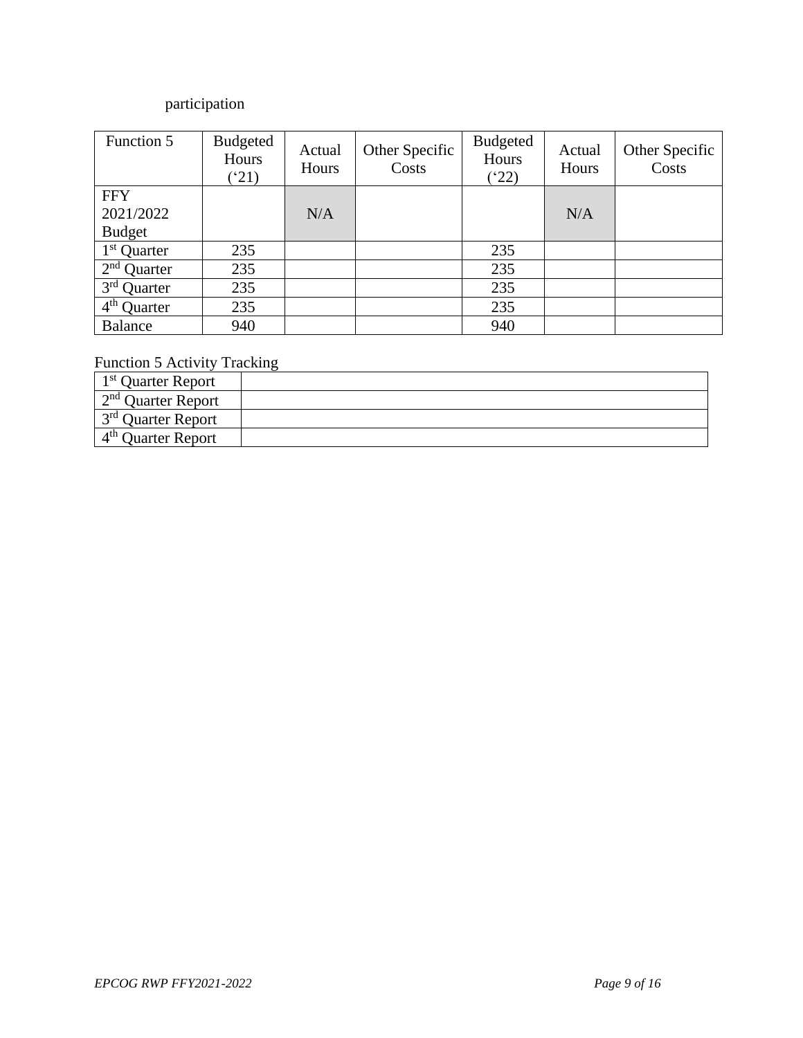participation

| Function 5 | Budgeted Hours ('21) | Actual Hours | Other Specific Costs | Budgeted Hours ('22) | Actual Hours | Other Specific Costs |
|---|---|---|---|---|---|---|
| FFY 2021/2022 Budget | | N/A | | | N/A | |
| 1st Quarter | 235 | | | 235 | | |
| 2nd Quarter | 235 | | | 235 | | |
| 3rd Quarter | 235 | | | 235 | | |
| 4th Quarter | 235 | | | 235 | | |
| Balance | 940 | | | 940 | | |

Function 5 Activity Tracking

| | |
|---|---|
| 1st Quarter Report | |
| 2nd Quarter Report | |
| 3rd Quarter Report | |
| 4th Quarter Report | |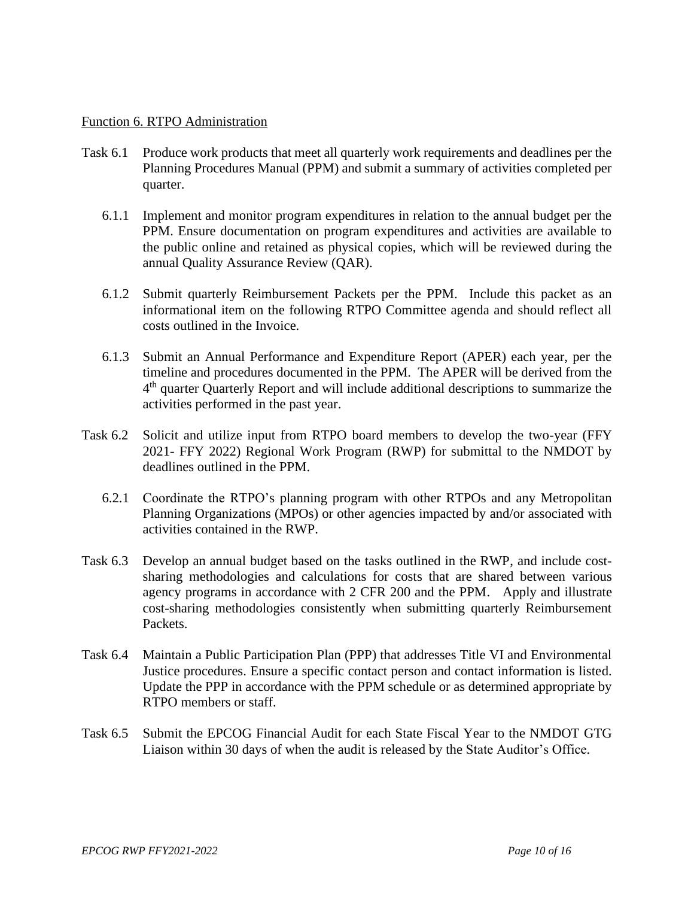Function 6. RTPO Administration

Task 6.1 Produce work products that meet all quarterly work requirements and deadlines per the Planning Procedures Manual (PPM) and submit a summary of activities completed per quarter.

6.1.1 Implement and monitor program expenditures in relation to the annual budget per the PPM. Ensure documentation on program expenditures and activities are available to the public online and retained as physical copies, which will be reviewed during the annual Quality Assurance Review (QAR).

6.1.2 Submit quarterly Reimbursement Packets per the PPM. Include this packet as an informational item on the following RTPO Committee agenda and should reflect all costs outlined in the Invoice.

6.1.3 Submit an Annual Performance and Expenditure Report (APER) each year, per the timeline and procedures documented in the PPM. The APER will be derived from the 4th quarter Quarterly Report and will include additional descriptions to summarize the activities performed in the past year.

Task 6.2 Solicit and utilize input from RTPO board members to develop the two-year (FFY 2021- FFY 2022) Regional Work Program (RWP) for submittal to the NMDOT by deadlines outlined in the PPM.

6.2.1 Coordinate the RTPO's planning program with other RTPOs and any Metropolitan Planning Organizations (MPOs) or other agencies impacted by and/or associated with activities contained in the RWP.

Task 6.3 Develop an annual budget based on the tasks outlined in the RWP, and include cost-sharing methodologies and calculations for costs that are shared between various agency programs in accordance with 2 CFR 200 and the PPM. Apply and illustrate cost-sharing methodologies consistently when submitting quarterly Reimbursement Packets.

Task 6.4 Maintain a Public Participation Plan (PPP) that addresses Title VI and Environmental Justice procedures. Ensure a specific contact person and contact information is listed. Update the PPP in accordance with the PPM schedule or as determined appropriate by RTPO members or staff.

Task 6.5 Submit the EPCOG Financial Audit for each State Fiscal Year to the NMDOT GTG Liaison within 30 days of when the audit is released by the State Auditor's Office.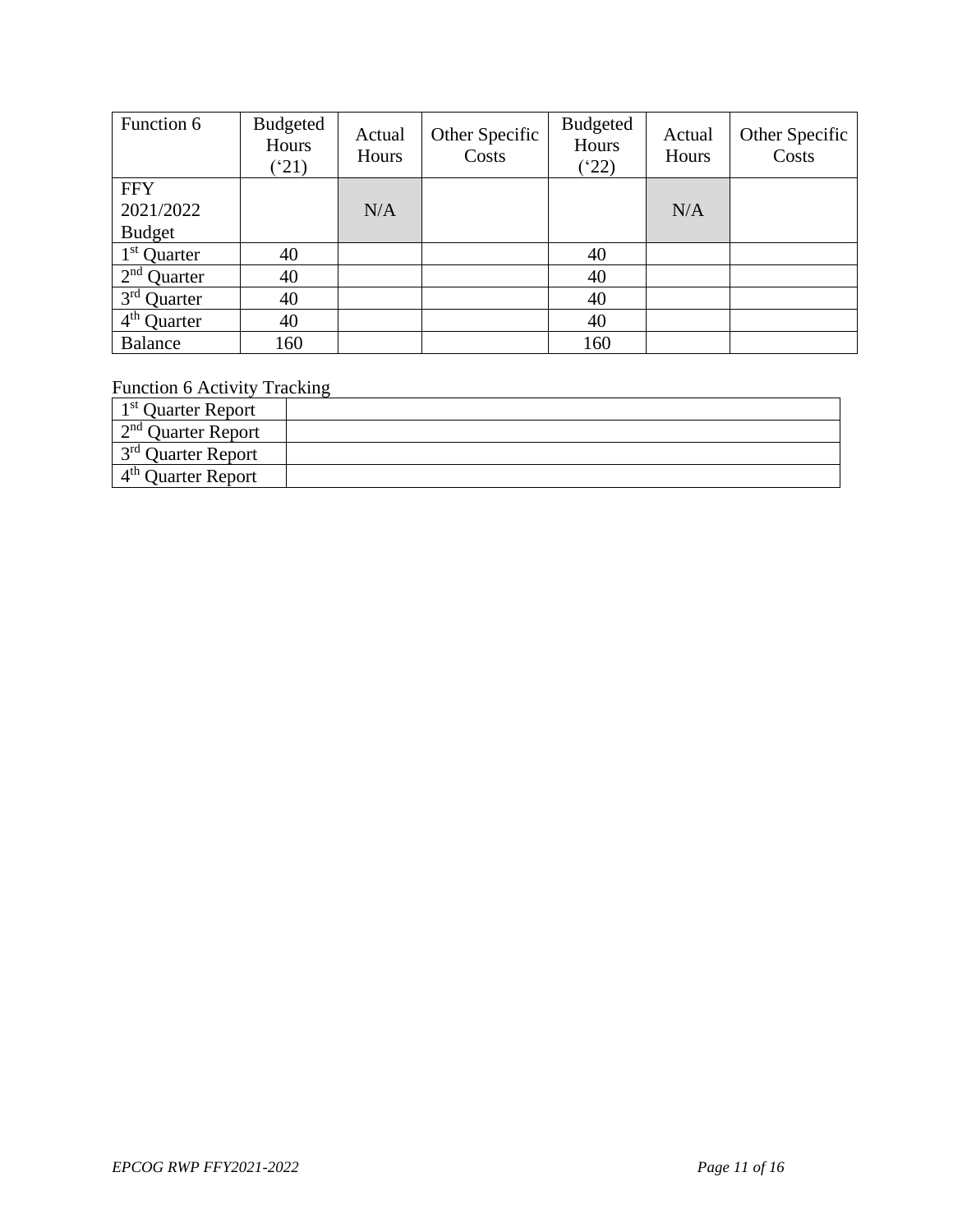| Function 6 | Budgeted Hours ('21) | Actual Hours | Other Specific Costs | Budgeted Hours ('22) | Actual Hours | Other Specific Costs |
|---|---|---|---|---|---|---|
| FFY 2021/2022 Budget | | N/A | | | N/A | |
| 1st Quarter | 40 | | | 40 | | |
| 2nd Quarter | 40 | | | 40 | | |
| 3rd Quarter | 40 | | | 40 | | |
| 4th Quarter | 40 | | | 40 | | |
| Balance | 160 | | | 160 | | |

Function 6 Activity Tracking

| 1st Quarter Report | |
|---|---|
| 2nd Quarter Report | |
| 3rd Quarter Report | |
| 4th Quarter Report | |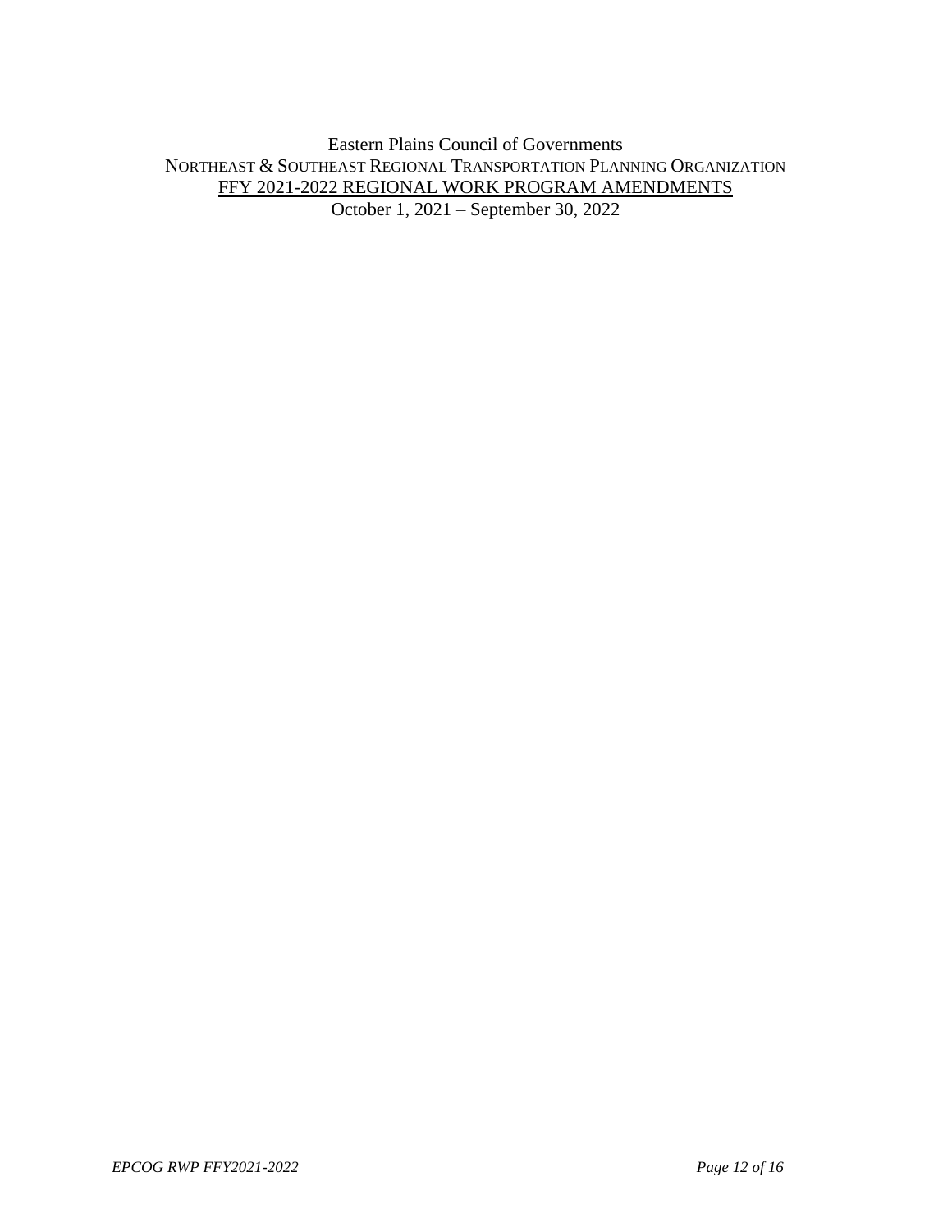Eastern Plains Council of Governments

NORTHEAST & SOUTHEAST REGIONAL TRANSPORTATION PLANNING ORGANIZATION

FFY 2021-2022 REGIONAL WORK PROGRAM AMENDMENTS

October 1, 2021 – September 30, 2022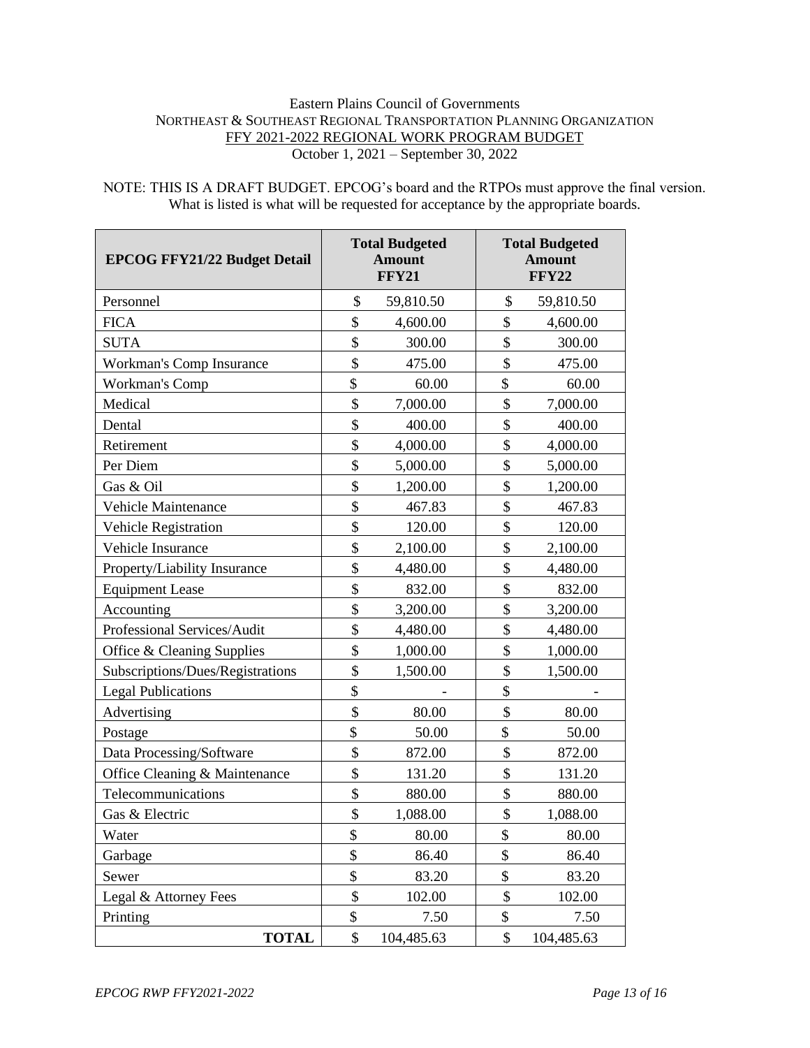Eastern Plains Council of Governments

NORTHEAST & SOUTHEAST REGIONAL TRANSPORTATION PLANNING ORGANIZATION

FFY 2021-2022 REGIONAL WORK PROGRAM BUDGET

October 1, 2021 – September 30, 2022

NOTE: THIS IS A DRAFT BUDGET. EPCOG's board and the RTPOs must approve the final version. What is listed is what will be requested for acceptance by the appropriate boards.

| EPCOG FFY21/22 Budget Detail | Total Budgeted Amount FFY21 | Total Budgeted Amount FFY22 |
|---|---|---|
| Personnel | $ 59,810.50 | $ 59,810.50 |
| FICA | $ 4,600.00 | $ 4,600.00 |
| SUTA | $ 300.00 | $ 300.00 |
| Workman's Comp Insurance | $ 475.00 | $ 475.00 |
| Workman's Comp | $ 60.00 | $ 60.00 |
| Medical | $ 7,000.00 | $ 7,000.00 |
| Dental | $ 400.00 | $ 400.00 |
| Retirement | $ 4,000.00 | $ 4,000.00 |
| Per Diem | $ 5,000.00 | $ 5,000.00 |
| Gas & Oil | $ 1,200.00 | $ 1,200.00 |
| Vehicle Maintenance | $ 467.83 | $ 467.83 |
| Vehicle Registration | $ 120.00 | $ 120.00 |
| Vehicle Insurance | $ 2,100.00 | $ 2,100.00 |
| Property/Liability Insurance | $ 4,480.00 | $ 4,480.00 |
| Equipment Lease | $ 832.00 | $ 832.00 |
| Accounting | $ 3,200.00 | $ 3,200.00 |
| Professional Services/Audit | $ 4,480.00 | $ 4,480.00 |
| Office & Cleaning Supplies | $ 1,000.00 | $ 1,000.00 |
| Subscriptions/Dues/Registrations | $ 1,500.00 | $ 1,500.00 |
| Legal Publications | $ - | $ - |
| Advertising | $ 80.00 | $ 80.00 |
| Postage | $ 50.00 | $ 50.00 |
| Data Processing/Software | $ 872.00 | $ 872.00 |
| Office Cleaning & Maintenance | $ 131.20 | $ 131.20 |
| Telecommunications | $ 880.00 | $ 880.00 |
| Gas & Electric | $ 1,088.00 | $ 1,088.00 |
| Water | $ 80.00 | $ 80.00 |
| Garbage | $ 86.40 | $ 86.40 |
| Sewer | $ 83.20 | $ 83.20 |
| Legal & Attorney Fees | $ 102.00 | $ 102.00 |
| Printing | $ 7.50 | $ 7.50 |
| **TOTAL** | $ 104,485.63 | $ 104,485.63 |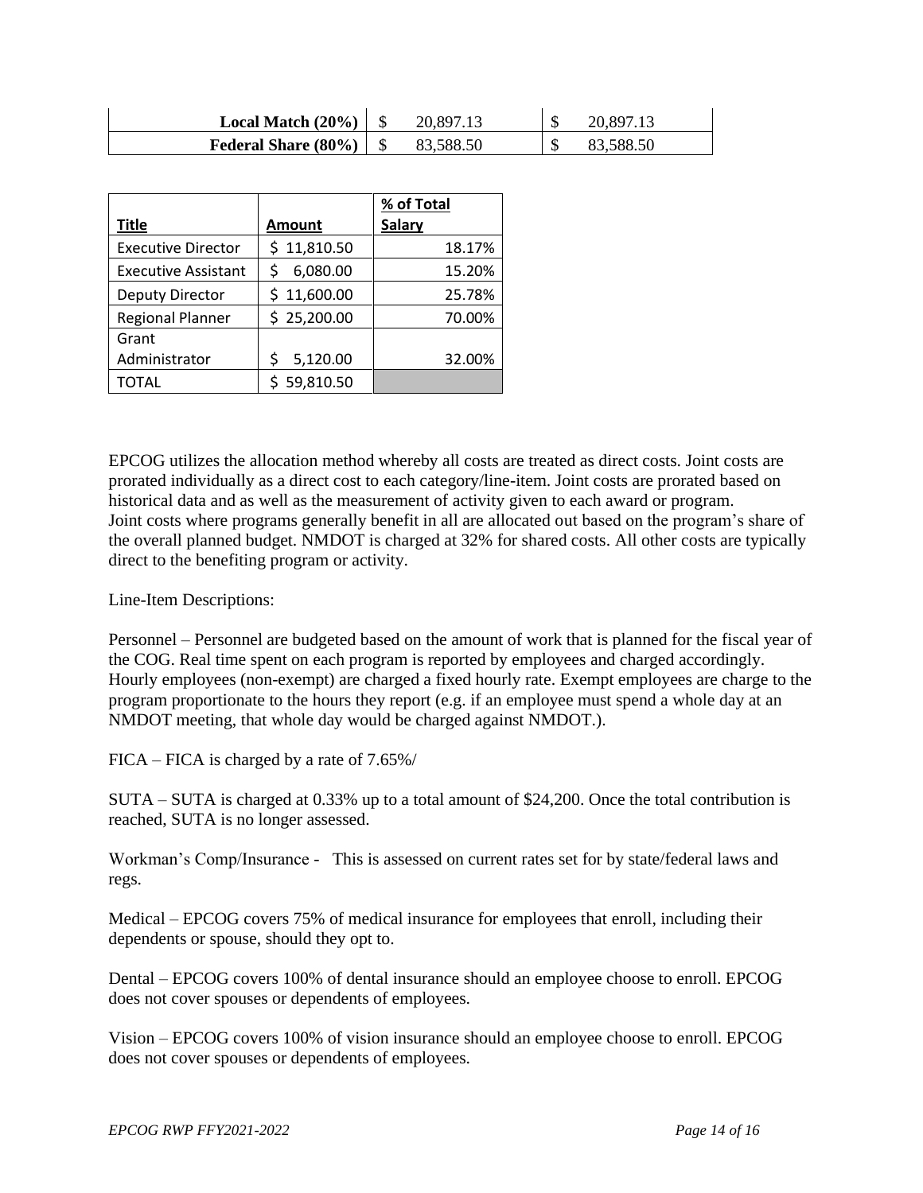| | | | | |
|---|---|---|---|---|
| **Local Match (20%)** | $ | 20,897.13 | $ | 20,897.13 |
| **Federal Share (80%)** | $ | 83,588.50 | $ | 83,588.50 |

| Title | Amount | % of Total Salary |
|---|---|---|
| Executive Director | $ 11,810.50 | 18.17% |
| Executive Assistant | $ 6,080.00 | 15.20% |
| Deputy Director | $ 11,600.00 | 25.78% |
| Regional Planner | $ 25,200.00 | 70.00% |
| Grant Administrator | $ 5,120.00 | 32.00% |
| TOTAL | $ 59,810.50 | |

EPCOG utilizes the allocation method whereby all costs are treated as direct costs. Joint costs are prorated individually as a direct cost to each category/line-item. Joint costs are prorated based on historical data and as well as the measurement of activity given to each award or program. Joint costs where programs generally benefit in all are allocated out based on the program's share of the overall planned budget. NMDOT is charged at 32% for shared costs. All other costs are typically direct to the benefiting program or activity.

Line-Item Descriptions:

Personnel – Personnel are budgeted based on the amount of work that is planned for the fiscal year of the COG. Real time spent on each program is reported by employees and charged accordingly. Hourly employees (non-exempt) are charged a fixed hourly rate. Exempt employees are charge to the program proportionate to the hours they report (e.g. if an employee must spend a whole day at an NMDOT meeting, that whole day would be charged against NMDOT.).

FICA – FICA is charged by a rate of 7.65%/

SUTA – SUTA is charged at 0.33% up to a total amount of $24,200. Once the total contribution is reached, SUTA is no longer assessed.

Workman's Comp/Insurance - This is assessed on current rates set for by state/federal laws and regs.

Medical – EPCOG covers 75% of medical insurance for employees that enroll, including their dependents or spouse, should they opt to.

Dental – EPCOG covers 100% of dental insurance should an employee choose to enroll. EPCOG does not cover spouses or dependents of employees.

Vision – EPCOG covers 100% of vision insurance should an employee choose to enroll. EPCOG does not cover spouses or dependents of employees.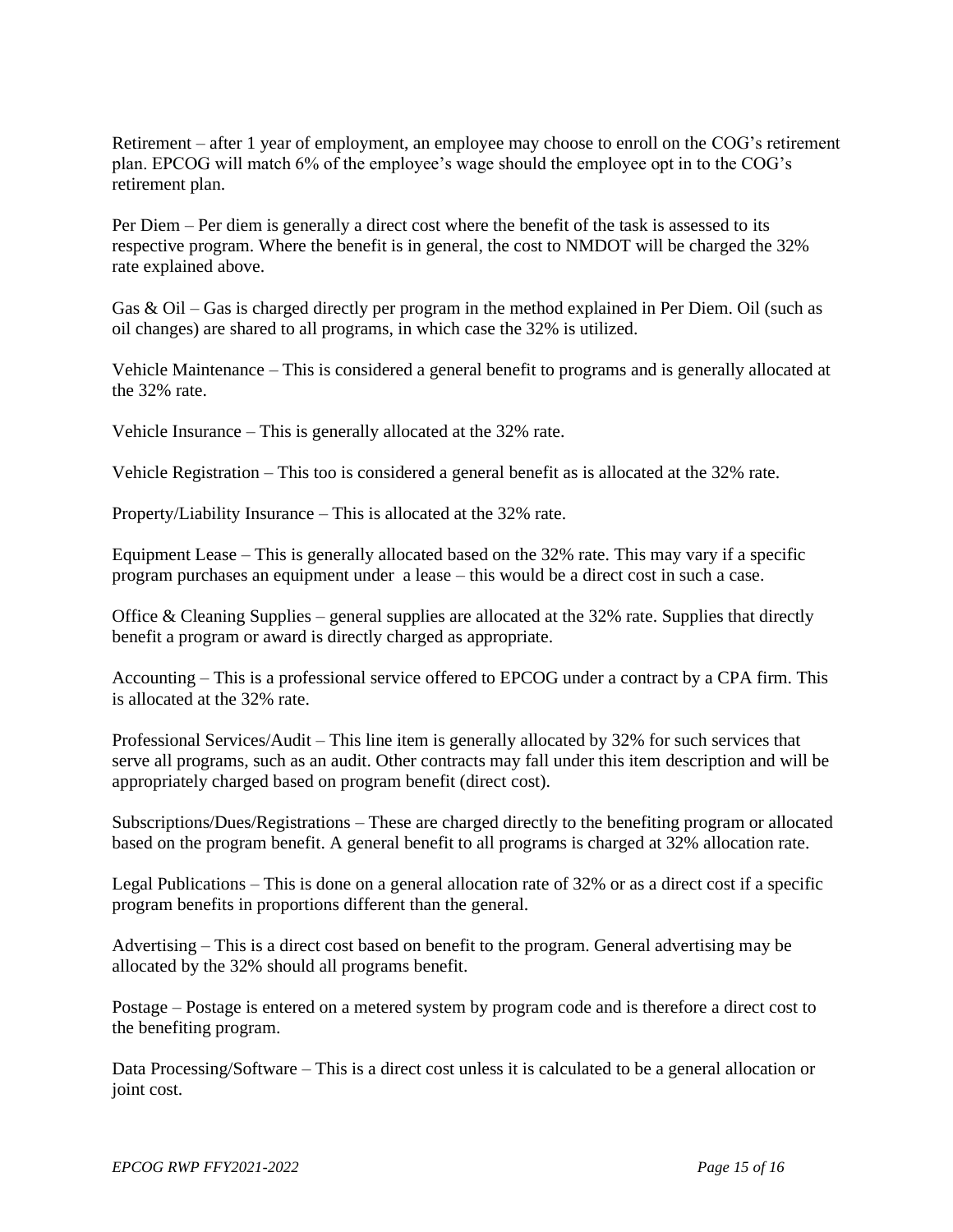Retirement – after 1 year of employment, an employee may choose to enroll on the COG's retirement plan. EPCOG will match 6% of the employee's wage should the employee opt in to the COG's retirement plan.

Per Diem – Per diem is generally a direct cost where the benefit of the task is assessed to its respective program. Where the benefit is in general, the cost to NMDOT will be charged the 32% rate explained above.

Gas & Oil – Gas is charged directly per program in the method explained in Per Diem. Oil (such as oil changes) are shared to all programs, in which case the 32% is utilized.

Vehicle Maintenance – This is considered a general benefit to programs and is generally allocated at the 32% rate.

Vehicle Insurance – This is generally allocated at the 32% rate.

Vehicle Registration – This too is considered a general benefit as is allocated at the 32% rate.

Property/Liability Insurance – This is allocated at the 32% rate.

Equipment Lease – This is generally allocated based on the 32% rate. This may vary if a specific program purchases an equipment under a lease – this would be a direct cost in such a case.

Office & Cleaning Supplies – general supplies are allocated at the 32% rate. Supplies that directly benefit a program or award is directly charged as appropriate.

Accounting – This is a professional service offered to EPCOG under a contract by a CPA firm. This is allocated at the 32% rate.

Professional Services/Audit – This line item is generally allocated by 32% for such services that serve all programs, such as an audit. Other contracts may fall under this item description and will be appropriately charged based on program benefit (direct cost).

Subscriptions/Dues/Registrations – These are charged directly to the benefiting program or allocated based on the program benefit. A general benefit to all programs is charged at 32% allocation rate.

Legal Publications – This is done on a general allocation rate of 32% or as a direct cost if a specific program benefits in proportions different than the general.

Advertising – This is a direct cost based on benefit to the program. General advertising may be allocated by the 32% should all programs benefit.

Postage – Postage is entered on a metered system by program code and is therefore a direct cost to the benefiting program.

Data Processing/Software – This is a direct cost unless it is calculated to be a general allocation or joint cost.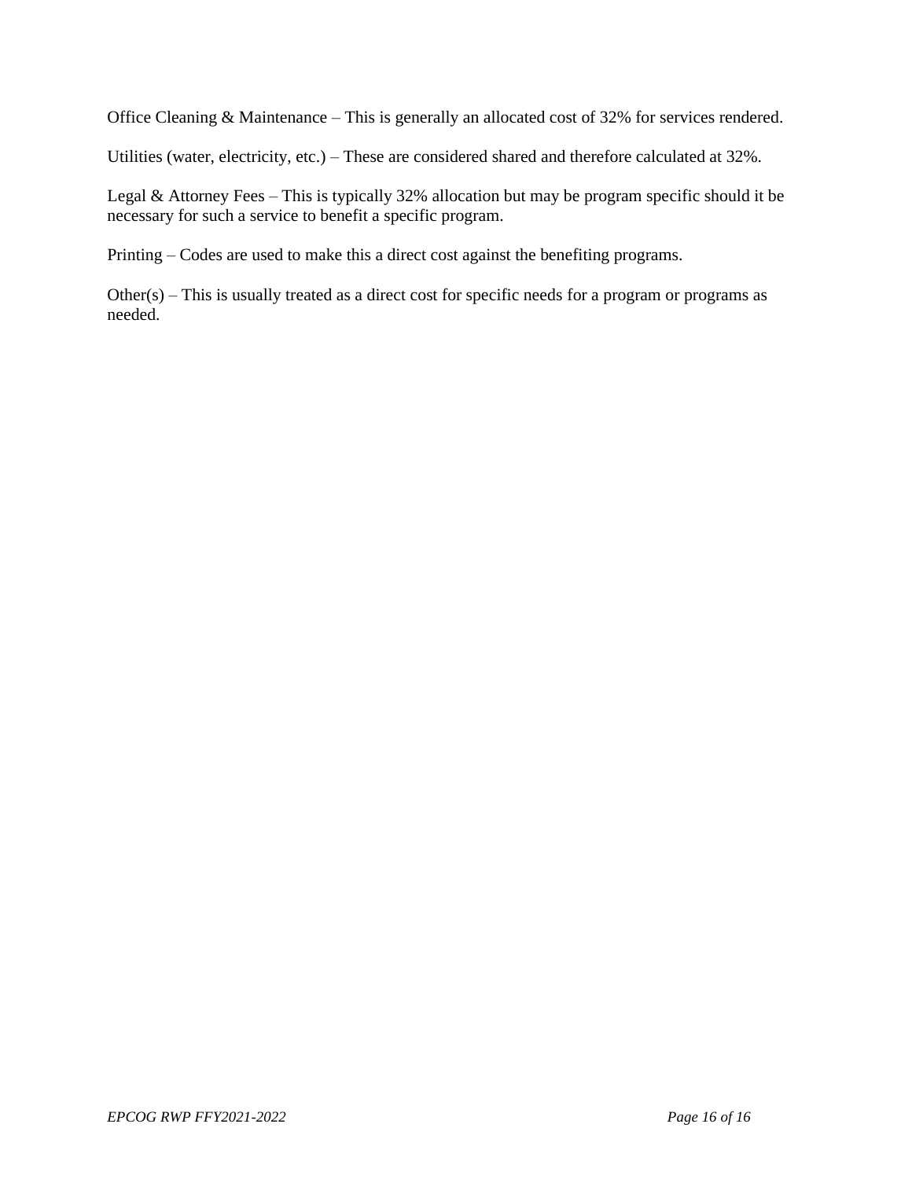Office Cleaning & Maintenance – This is generally an allocated cost of 32% for services rendered.

Utilities (water, electricity, etc.) – These are considered shared and therefore calculated at 32%.

Legal & Attorney Fees – This is typically 32% allocation but may be program specific should it be necessary for such a service to benefit a specific program.

Printing – Codes are used to make this a direct cost against the benefiting programs.

Other(s) – This is usually treated as a direct cost for specific needs for a program or programs as needed.